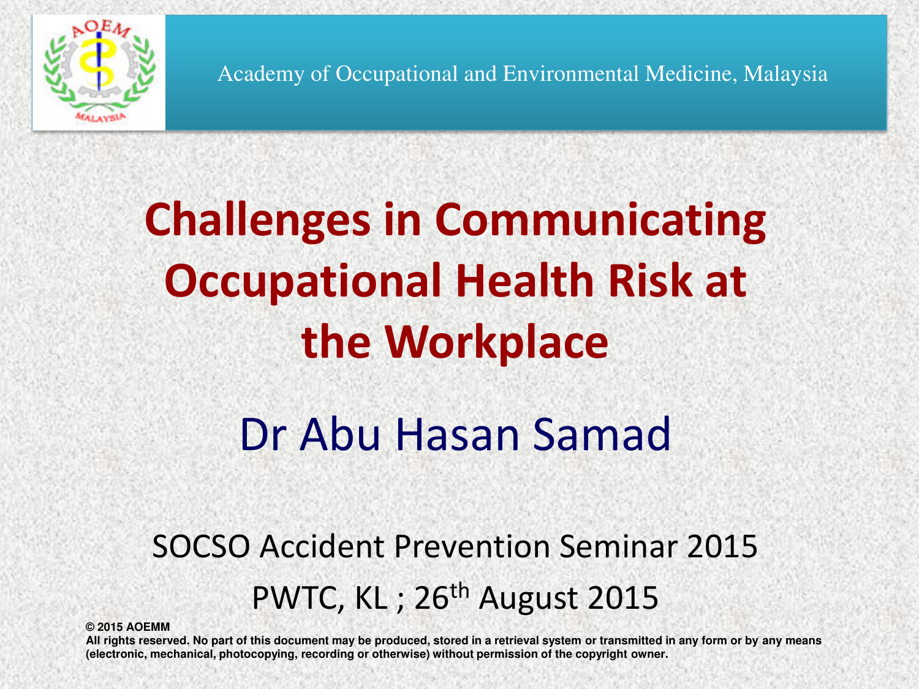Academy of Occupational and Environmental Medicine, Malaysia

# Challenges in Communicating Occupational Health Risk at the Workplace

## Dr Abu Hasan Samad

SOCSO Accident Prevention Seminar 2015

PWTC, KL ; 26th August 2015

**© 2015 AOEMM**

**All rights reserved. No part of this document may be produced, stored in a retrieval system or transmitted in any form or by any means (electronic, mechanical, photocopying, recording or otherwise) without permission of the copyright owner.**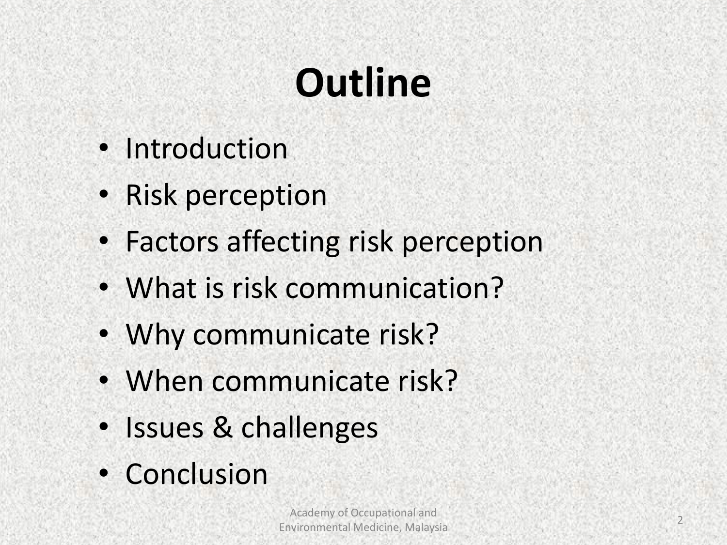# Outline

- Introduction
- Risk perception
- Factors affecting risk perception
- What is risk communication?
- Why communicate risk?
- When communicate risk?
- Issues & challenges
- Conclusion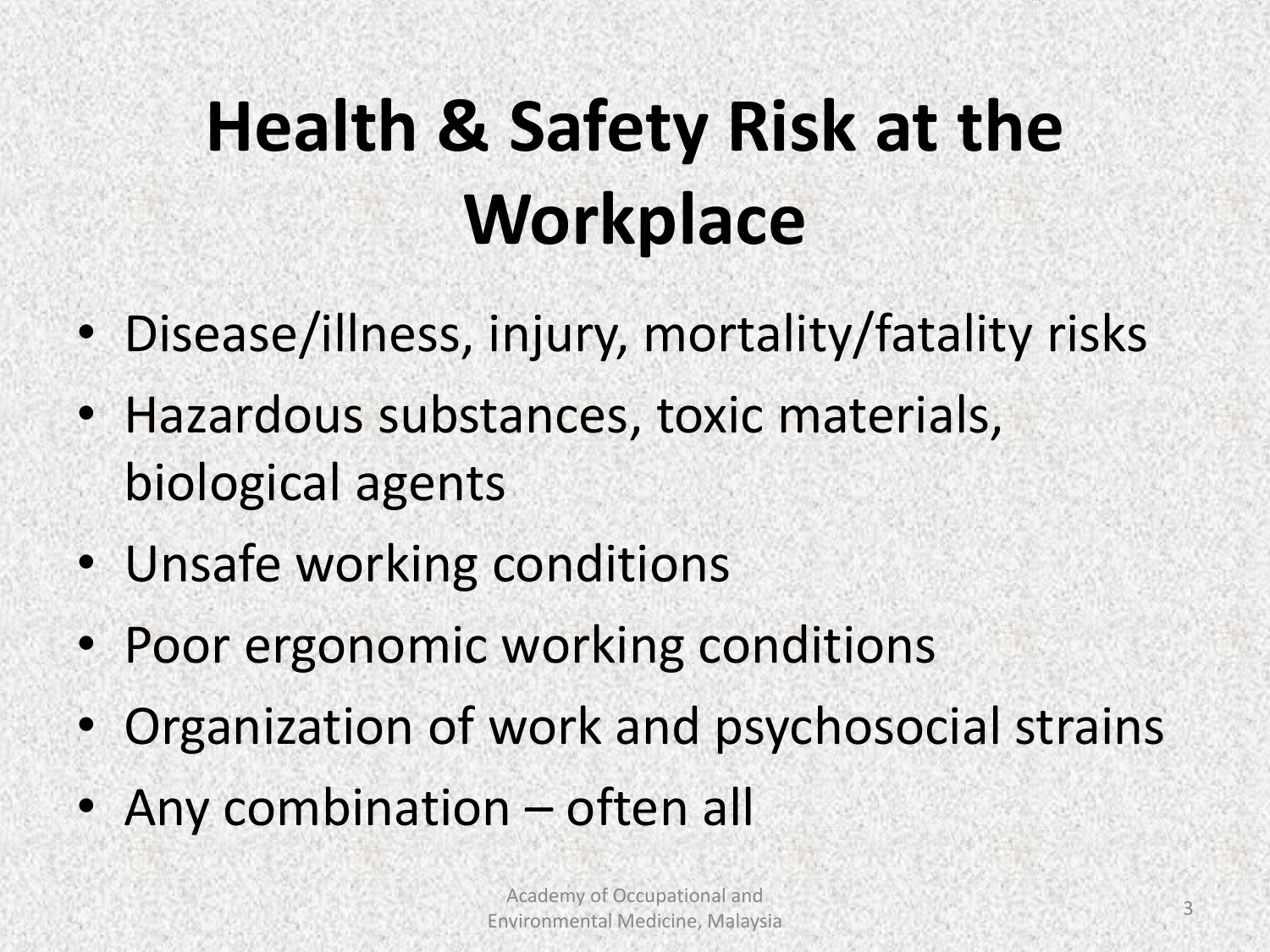# Health & Safety Risk at the Workplace

- Disease/illness, injury, mortality/fatality risks
- Hazardous substances, toxic materials, biological agents
- Unsafe working conditions
- Poor ergonomic working conditions
- Organization of work and psychosocial strains
- Any combination – often all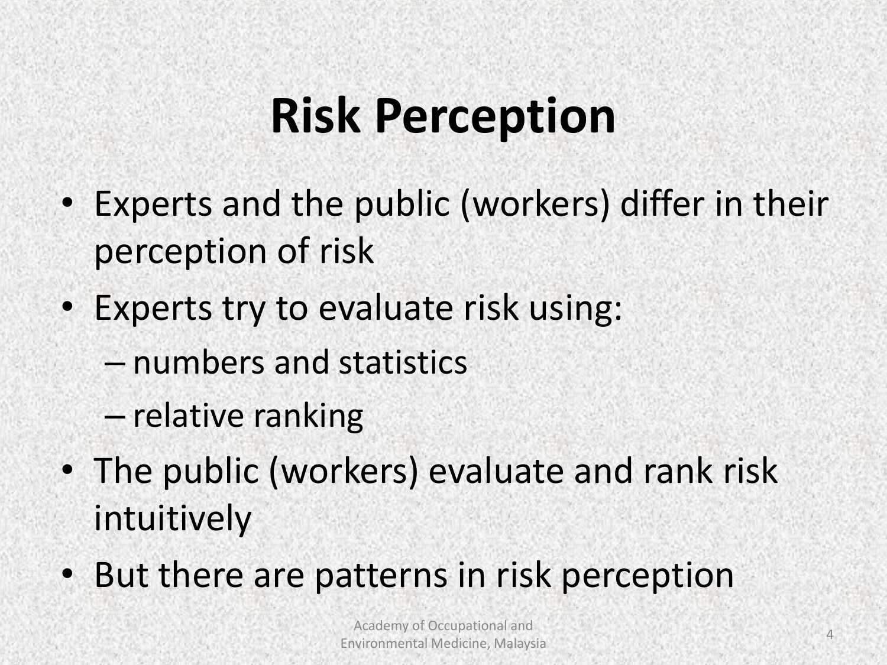# Risk Perception

- Experts and the public (workers) differ in their perception of risk
- Experts try to evaluate risk using:
  - numbers and statistics
  - relative ranking
- The public (workers) evaluate and rank risk intuitively
- But there are patterns in risk perception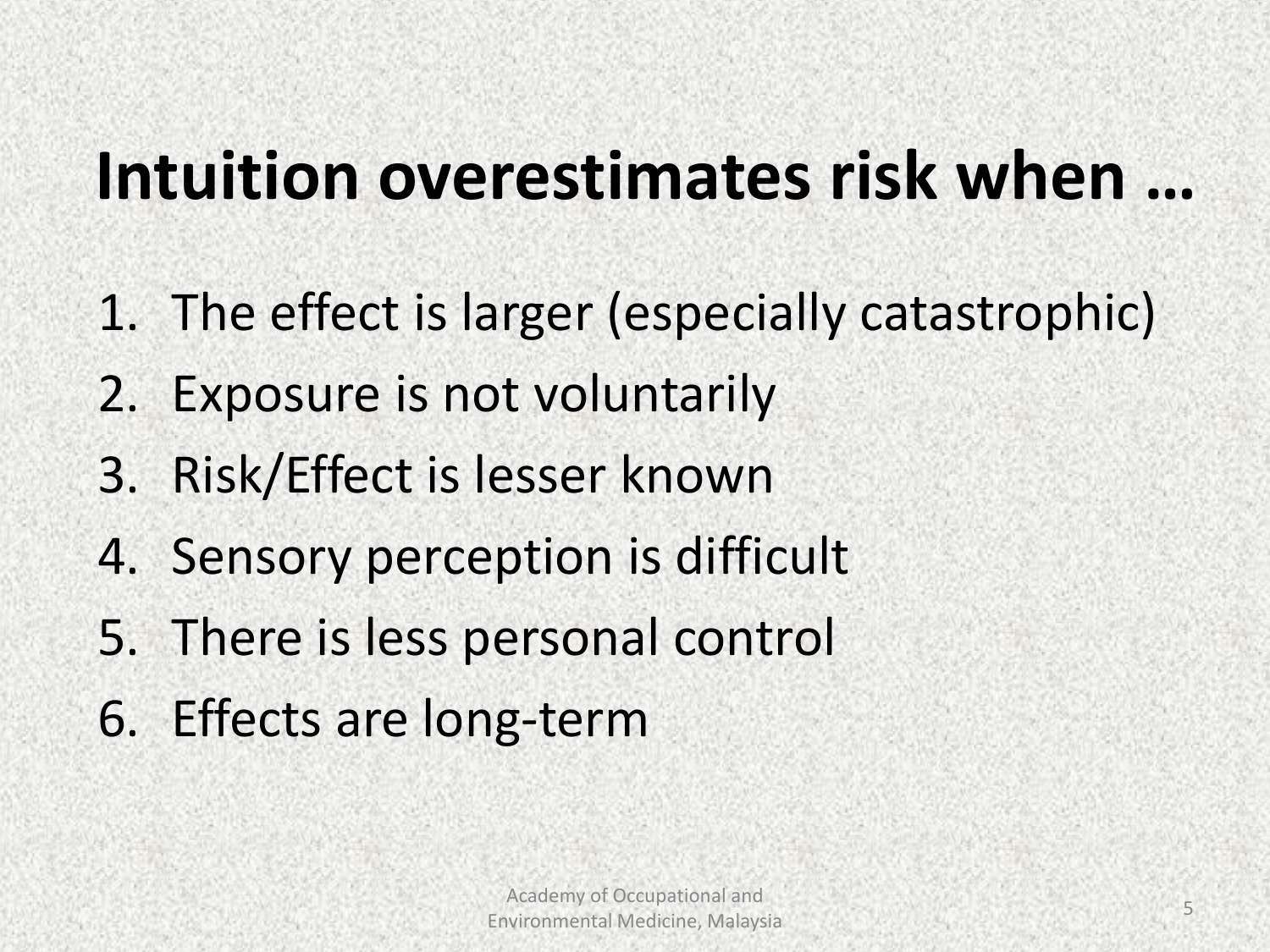# Intuition overestimates risk when …

1. The effect is larger (especially catastrophic)
2. Exposure is not voluntarily
3. Risk/Effect is lesser known
4. Sensory perception is difficult
5. There is less personal control
6. Effects are long-term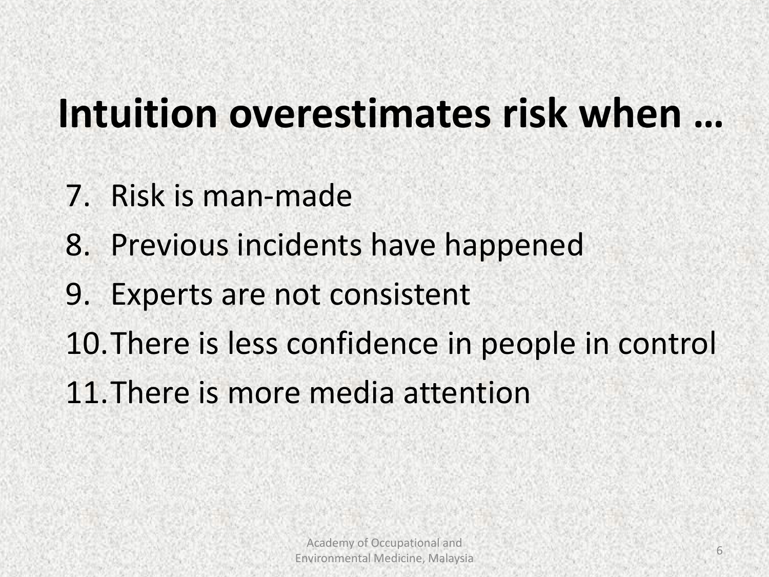# Intuition overestimates risk when …

7. Risk is man-made
8. Previous incidents have happened
9. Experts are not consistent
10. There is less confidence in people in control
11. There is more media attention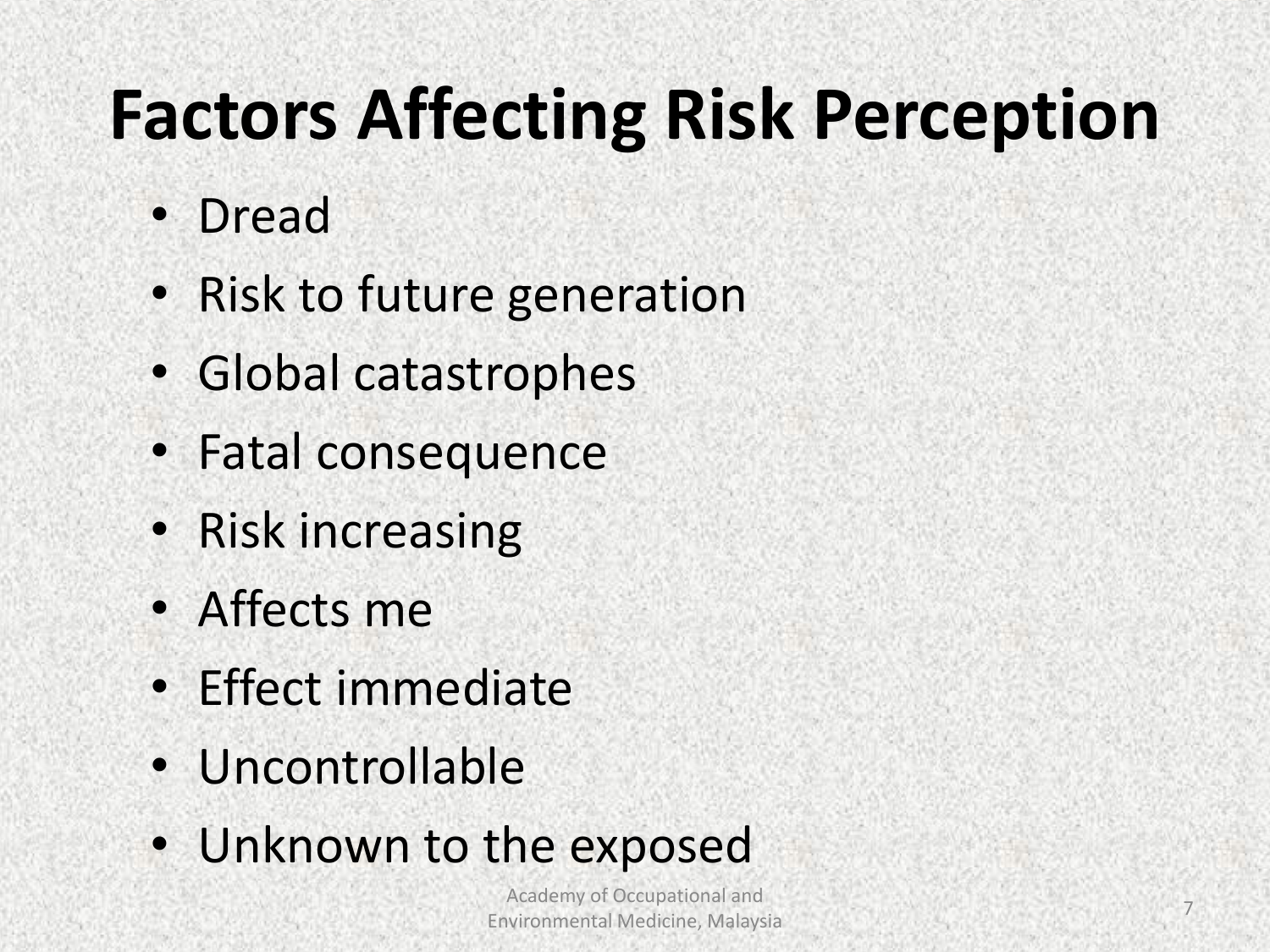# Factors Affecting Risk Perception

- Dread
- Risk to future generation
- Global catastrophes
- Fatal consequence
- Risk increasing
- Affects me
- Effect immediate
- Uncontrollable
- Unknown to the exposed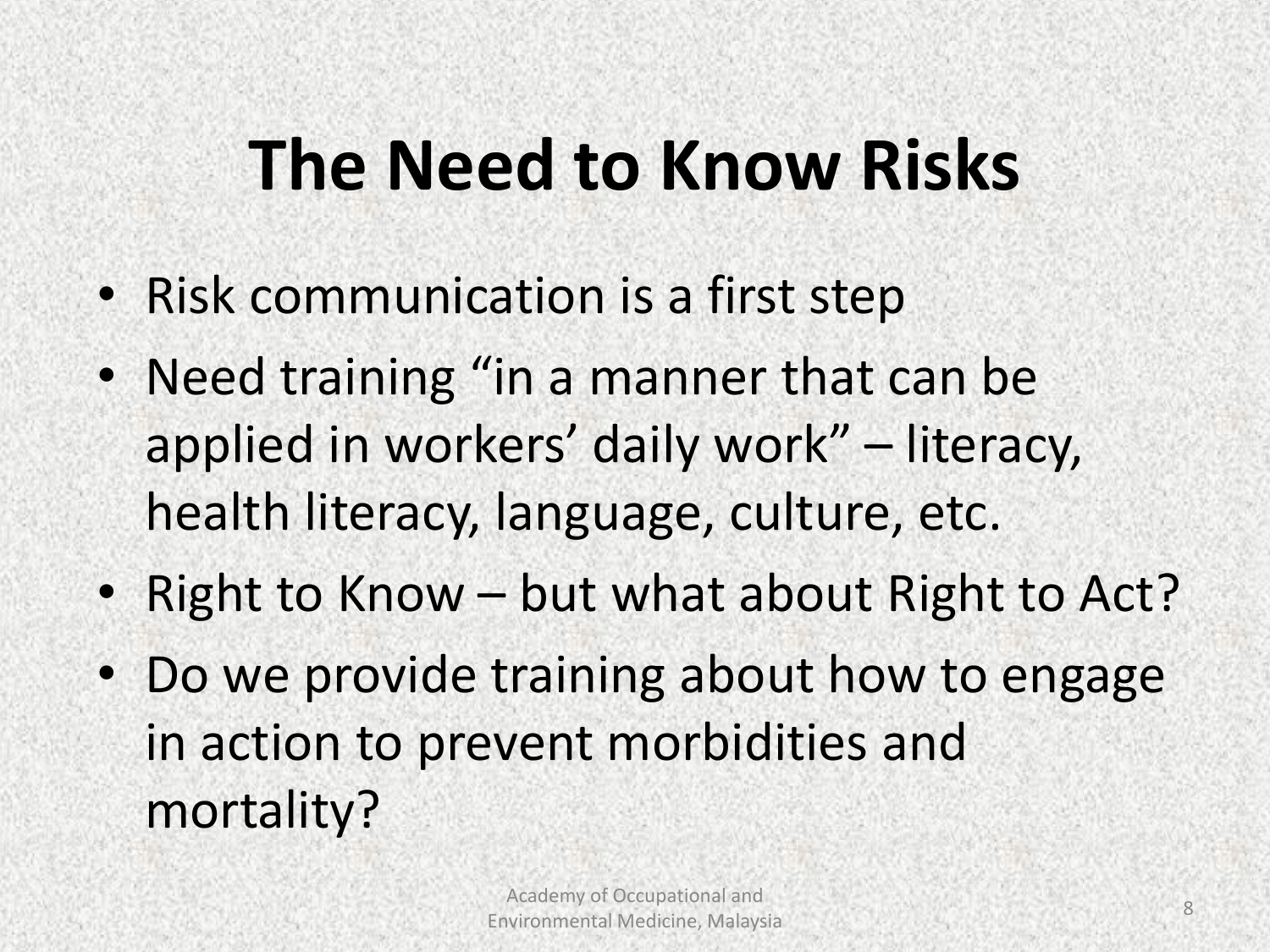# The Need to Know Risks

- Risk communication is a first step
- Need training "in a manner that can be applied in workers' daily work" – literacy, health literacy, language, culture, etc.
- Right to Know – but what about Right to Act?
- Do we provide training about how to engage in action to prevent morbidities and mortality?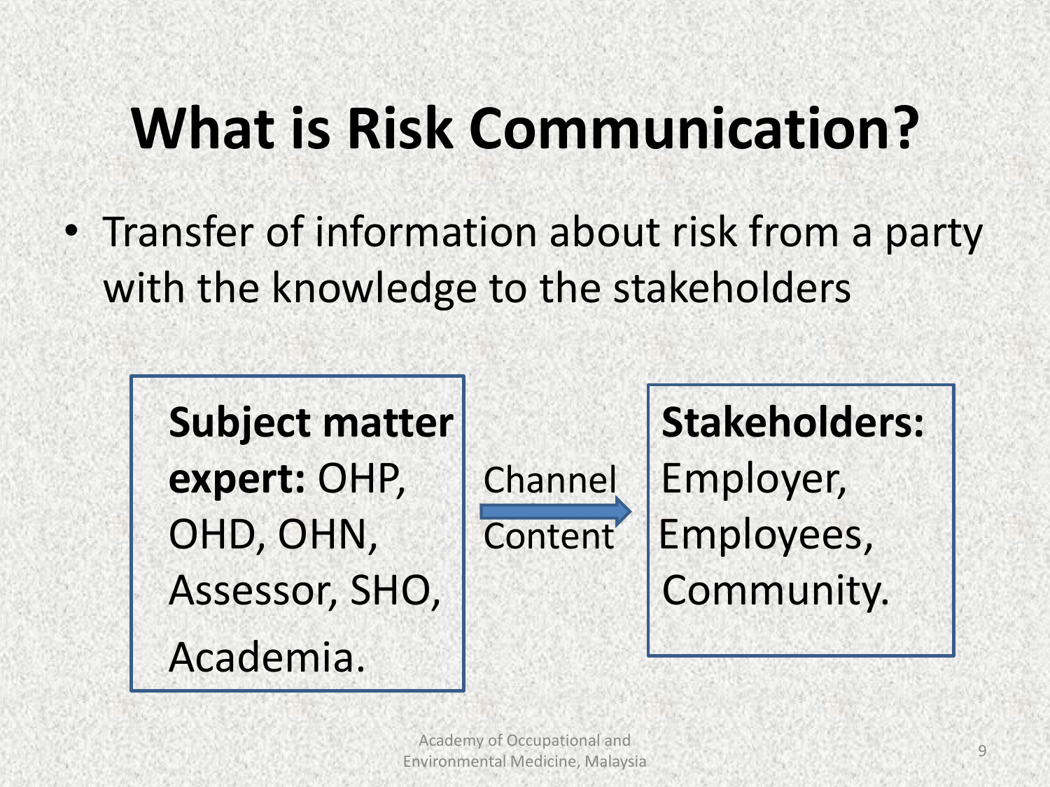# What is Risk Communication?

- Transfer of information about risk from a party with the knowledge to the stakeholders

**Subject matter expert:** OHP, OHD, OHN, Assessor, SHO, Academia.

Channel → Content

**Stakeholders:** Employer, Employees, Community.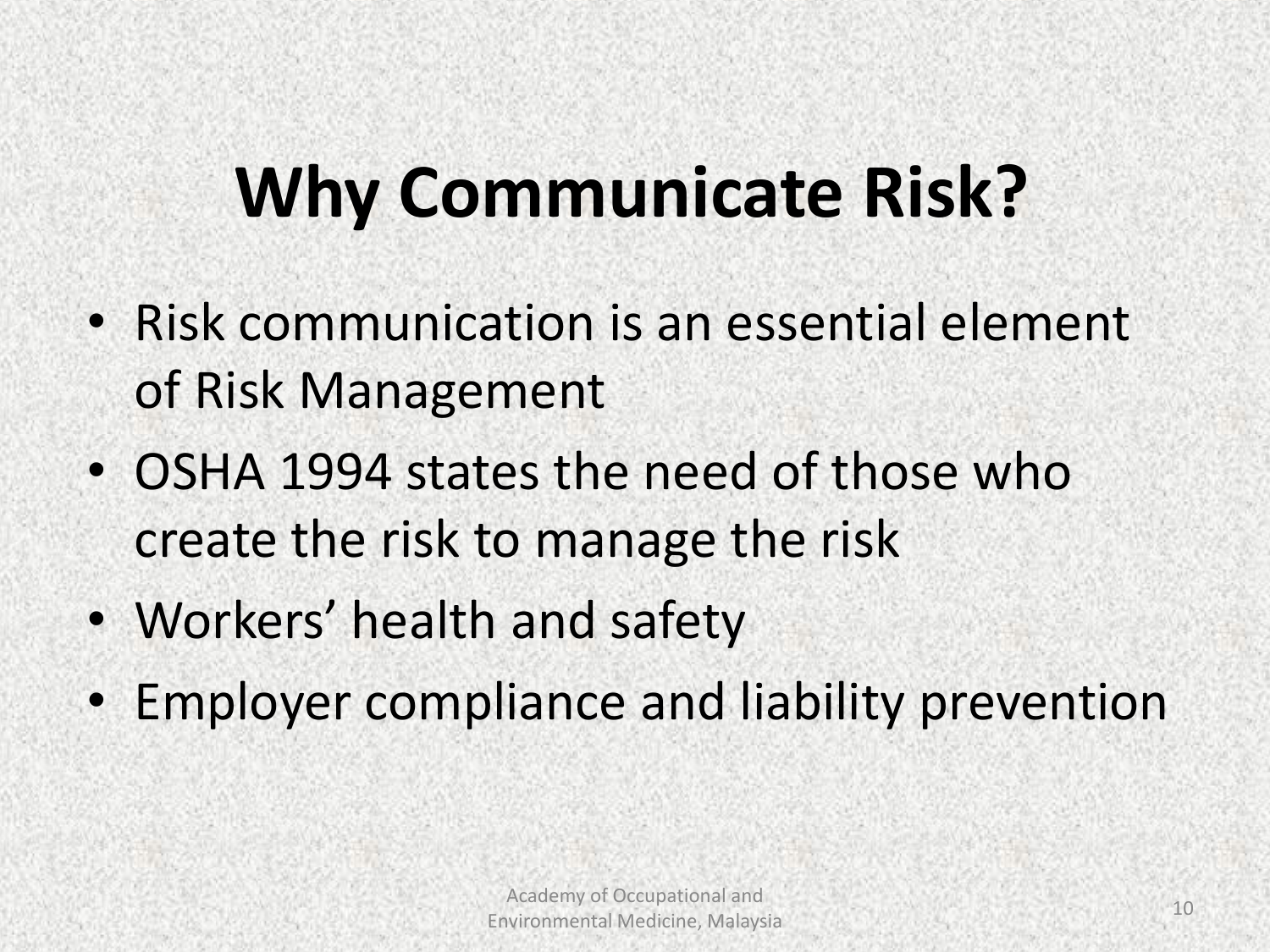# Why Communicate Risk?

- Risk communication is an essential element of Risk Management
- OSHA 1994 states the need of those who create the risk to manage the risk
- Workers' health and safety
- Employer compliance and liability prevention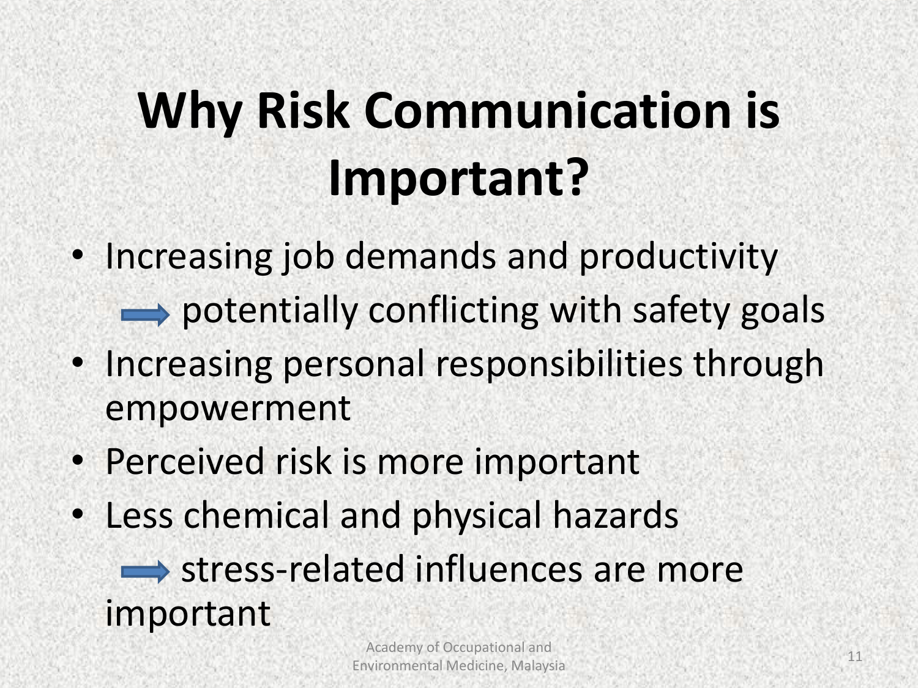# Why Risk Communication is Important?

- Increasing job demands and productivity
  → potentially conflicting with safety goals
- Increasing personal responsibilities through empowerment
- Perceived risk is more important
- Less chemical and physical hazards
  → stress-related influences are more important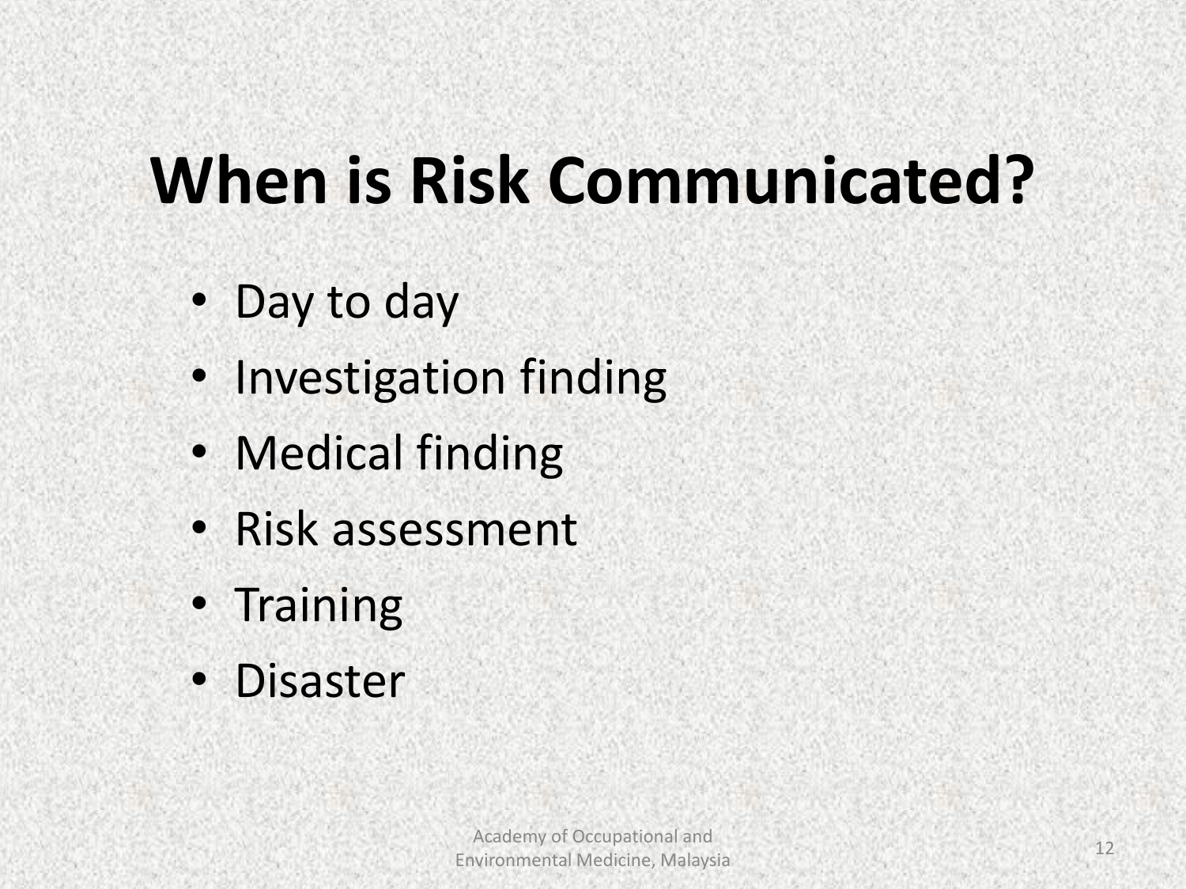# When is Risk Communicated?

- Day to day
- Investigation finding
- Medical finding
- Risk assessment
- Training
- Disaster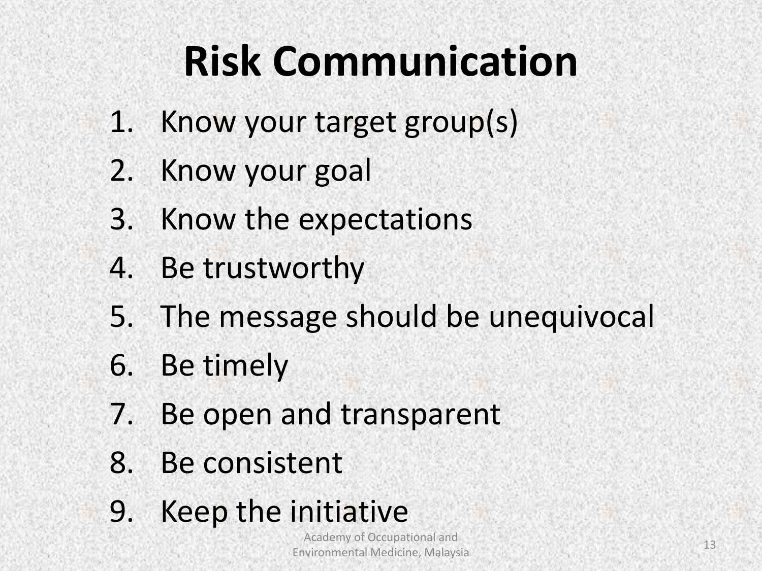# Risk Communication

1. Know your target group(s)
2. Know your goal
3. Know the expectations
4. Be trustworthy
5. The message should be unequivocal
6. Be timely
7. Be open and transparent
8. Be consistent
9. Keep the initiative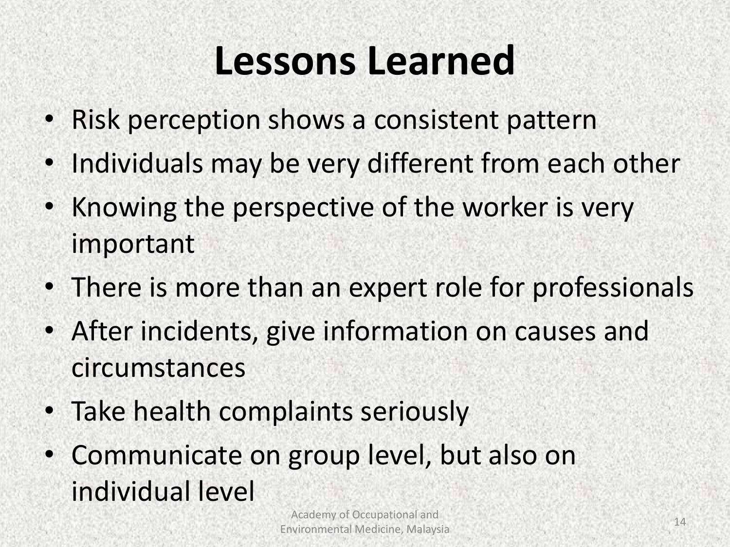# Lessons Learned

- Risk perception shows a consistent pattern
- Individuals may be very different from each other
- Knowing the perspective of the worker is very important
- There is more than an expert role for professionals
- After incidents, give information on causes and circumstances
- Take health complaints seriously
- Communicate on group level, but also on individual level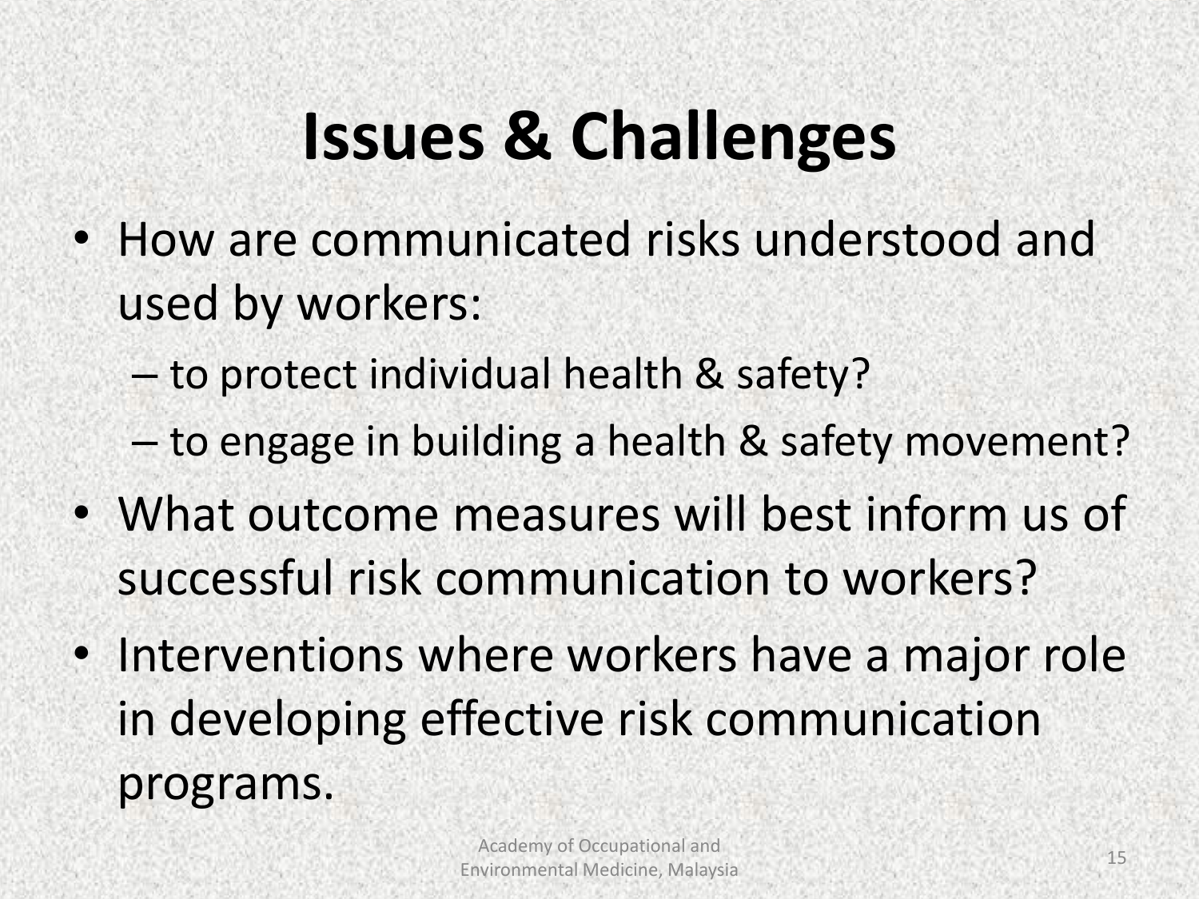# Issues & Challenges

- How are communicated risks understood and used by workers:
  - to protect individual health & safety?
  - to engage in building a health & safety movement?
- What outcome measures will best inform us of successful risk communication to workers?
- Interventions where workers have a major role in developing effective risk communication programs.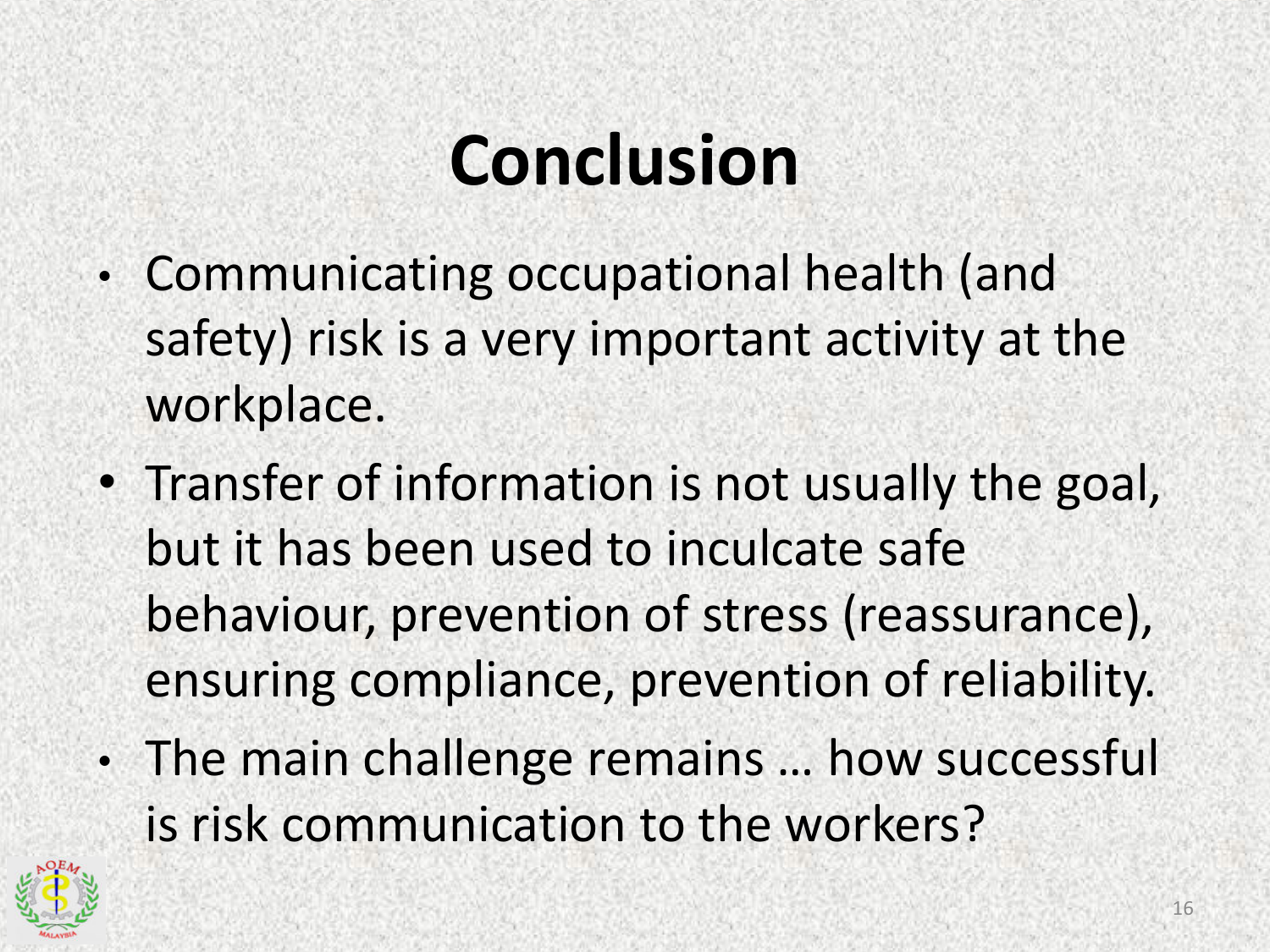# Conclusion

- Communicating occupational health (and safety) risk is a very important activity at the workplace.
- Transfer of information is not usually the goal, but it has been used to inculcate safe behaviour, prevention of stress (reassurance), ensuring compliance, prevention of reliability.
- The main challenge remains … how successful is risk communication to the workers?